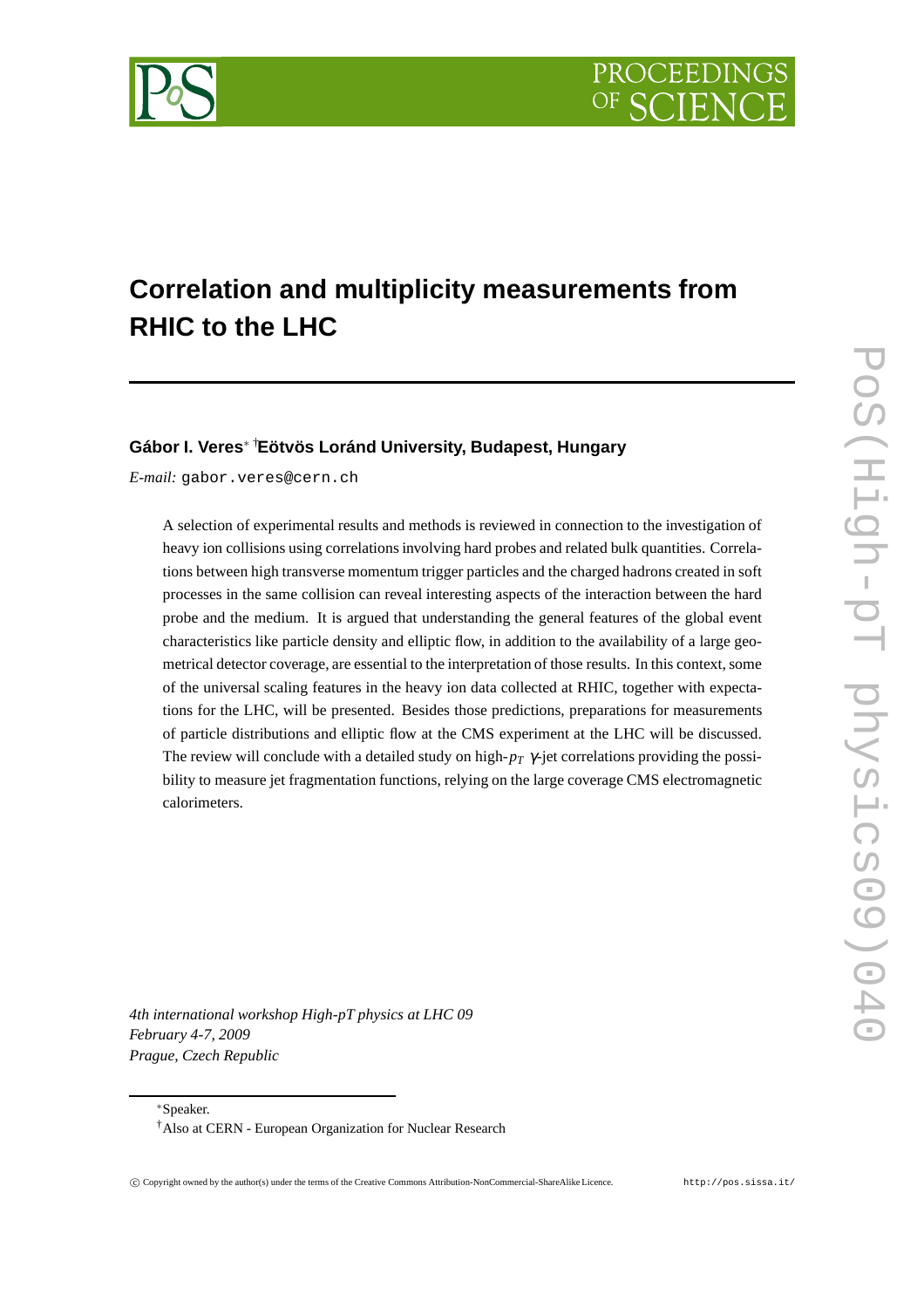# Correlation and multiplicity measurements from RHIC to the LHC

**Gábor I. Veres**[*] [†]**Eötvös Loránd University, Budapest, Hungary**

*E-mail:* gabor.veres@cern.ch

A selection of experimental results and methods is reviewed in connection to the investigation of heavy ion collisions using correlations involving hard probes and related bulk quantities. Correlations between high transverse momentum trigger particles and the charged hadrons created in soft processes in the same collision can reveal interesting aspects of the interaction between the hard probe and the medium. It is argued that understanding the general features of the global event characteristics like particle density and elliptic flow, in addition to the availability of a large geometrical detector coverage, are essential to the interpretation of those results. In this context, some of the universal scaling features in the heavy ion data collected at RHIC, together with expectations for the LHC, will be presented. Besides those predictions, preparations for measurements of particle distributions and elliptic flow at the CMS experiment at the LHC will be discussed. The review will conclude with a detailed study on high-$p_T$ $\gamma$-jet correlations providing the possibility to measure jet fragmentation functions, relying on the large coverage CMS electromagnetic calorimeters.

*4th international workshop High-pT physics at LHC 09*
*February 4-7, 2009*
*Prague, Czech Republic*

[*]Speaker.
[†]Also at CERN - European Organization for Nuclear Research

© Copyright owned by the author(s) under the terms of the Creative Commons Attribution-NonCommercial-ShareAlike Licence. http://pos.sissa.it/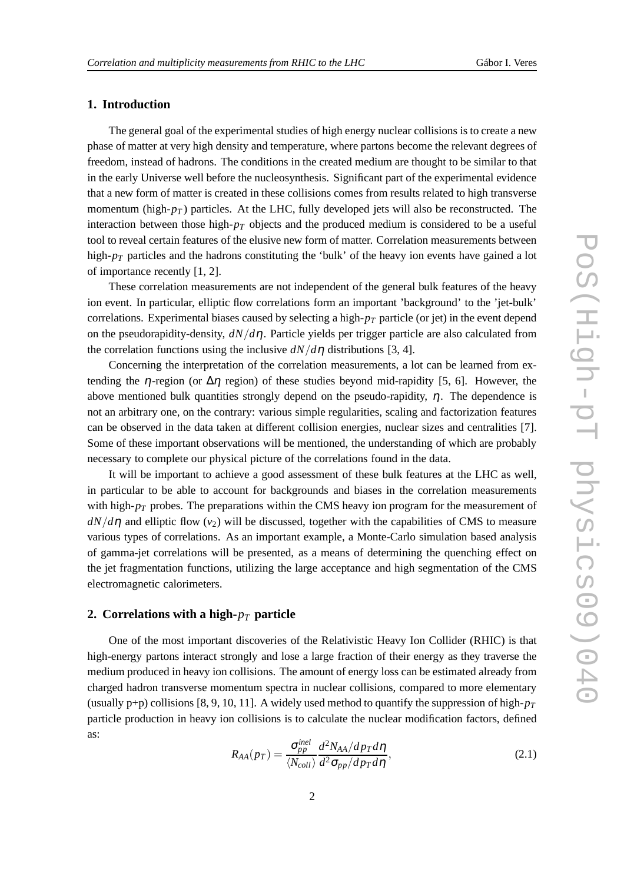## 1. Introduction

The general goal of the experimental studies of high energy nuclear collisions is to create a new phase of matter at very high density and temperature, where partons become the relevant degrees of freedom, instead of hadrons. The conditions in the created medium are thought to be similar to that in the early Universe well before the nucleosynthesis. Significant part of the experimental evidence that a new form of matter is created in these collisions comes from results related to high transverse momentum (high-$p_T$) particles. At the LHC, fully developed jets will also be reconstructed. The interaction between those high-$p_T$ objects and the produced medium is considered to be a useful tool to reveal certain features of the elusive new form of matter. Correlation measurements between high-$p_T$ particles and the hadrons constituting the 'bulk' of the heavy ion events have gained a lot of importance recently [1, 2].

These correlation measurements are not independent of the general bulk features of the heavy ion event. In particular, elliptic flow correlations form an important 'background' to the 'jet-bulk' correlations. Experimental biases caused by selecting a high-$p_T$ particle (or jet) in the event depend on the pseudorapidity-density, $dN/d\eta$. Particle yields per trigger particle are also calculated from the correlation functions using the inclusive $dN/d\eta$ distributions [3, 4].

Concerning the interpretation of the correlation measurements, a lot can be learned from extending the $\eta$-region (or $\Delta\eta$ region) of these studies beyond mid-rapidity [5, 6]. However, the above mentioned bulk quantities strongly depend on the pseudo-rapidity, $\eta$. The dependence is not an arbitrary one, on the contrary: various simple regularities, scaling and factorization features can be observed in the data taken at different collision energies, nuclear sizes and centralities [7]. Some of these important observations will be mentioned, the understanding of which are probably necessary to complete our physical picture of the correlations found in the data.

It will be important to achieve a good assessment of these bulk features at the LHC as well, in particular to be able to account for backgrounds and biases in the correlation measurements with high-$p_T$ probes. The preparations within the CMS heavy ion program for the measurement of $dN/d\eta$ and elliptic flow ($v_2$) will be discussed, together with the capabilities of CMS to measure various types of correlations. As an important example, a Monte-Carlo simulation based analysis of gamma-jet correlations will be presented, as a means of determining the quenching effect on the jet fragmentation functions, utilizing the large acceptance and high segmentation of the CMS electromagnetic calorimeters.

## 2. Correlations with a high-$p_T$ particle

One of the most important discoveries of the Relativistic Heavy Ion Collider (RHIC) is that high-energy partons interact strongly and lose a large fraction of their energy as they traverse the medium produced in heavy ion collisions. The amount of energy loss can be estimated already from charged hadron transverse momentum spectra in nuclear collisions, compared to more elementary (usually p+p) collisions [8, 9, 10, 11]. A widely used method to quantify the suppression of high-$p_T$ particle production in heavy ion collisions is to calculate the nuclear modification factors, defined as:

$$R_{AA}(p_T) = \frac{\sigma_{pp}^{inel}}{\langle N_{coll} \rangle} \frac{d^2N_{AA}/dp_T d\eta}{d^2\sigma_{pp}/dp_T d\eta}, \tag{2.1}$$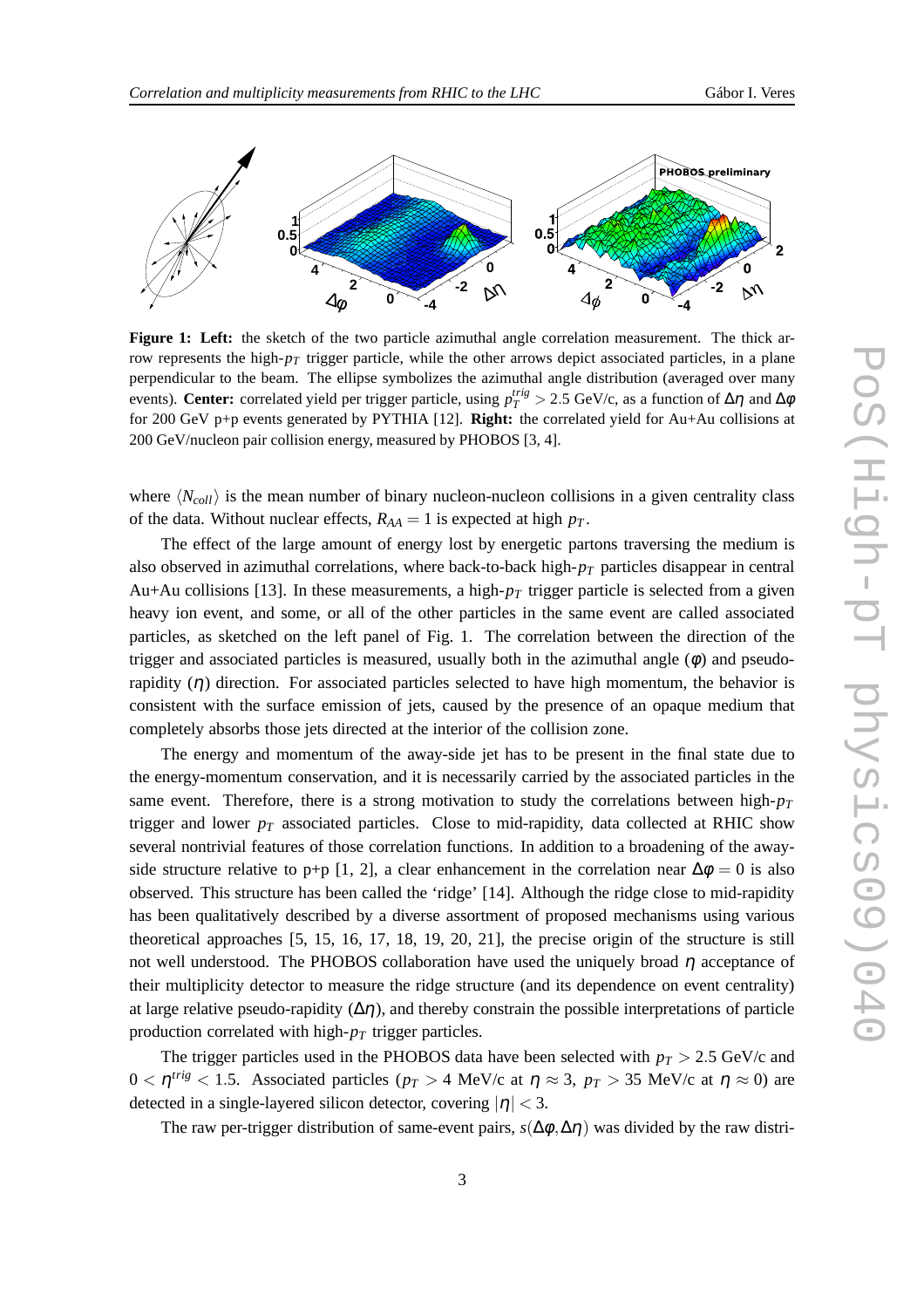**Figure 1: Left:** the sketch of the two particle azimuthal angle correlation measurement. The thick arrow represents the high-$p_T$ trigger particle, while the other arrows depict associated particles, in a plane perpendicular to the beam. The ellipse symbolizes the azimuthal angle distribution (averaged over many events). **Center:** correlated yield per trigger particle, using $p_T^{trig} > 2.5$ GeV/c, as a function of $\Delta\eta$ and $\Delta\phi$ for 200 GeV p+p events generated by PYTHIA [12]. **Right:** the correlated yield for Au+Au collisions at 200 GeV/nucleon pair collision energy, measured by PHOBOS [3, 4].

where $\langle N_{coll} \rangle$ is the mean number of binary nucleon-nucleon collisions in a given centrality class of the data. Without nuclear effects, $R_{AA} = 1$ is expected at high $p_T$.

The effect of the large amount of energy lost by energetic partons traversing the medium is also observed in azimuthal correlations, where back-to-back high-$p_T$ particles disappear in central Au+Au collisions [13]. In these measurements, a high-$p_T$ trigger particle is selected from a given heavy ion event, and some, or all of the other particles in the same event are called associated particles, as sketched on the left panel of Fig. 1. The correlation between the direction of the trigger and associated particles is measured, usually both in the azimuthal angle ($\phi$) and pseudorapidity ($\eta$) direction. For associated particles selected to have high momentum, the behavior is consistent with the surface emission of jets, caused by the presence of an opaque medium that completely absorbs those jets directed at the interior of the collision zone.

The energy and momentum of the away-side jet has to be present in the final state due to the energy-momentum conservation, and it is necessarily carried by the associated particles in the same event. Therefore, there is a strong motivation to study the correlations between high-$p_T$ trigger and lower $p_T$ associated particles. Close to mid-rapidity, data collected at RHIC show several nontrivial features of those correlation functions. In addition to a broadening of the away-side structure relative to p+p [1, 2], a clear enhancement in the correlation near $\Delta\phi = 0$ is also observed. This structure has been called the 'ridge' [14]. Although the ridge close to mid-rapidity has been qualitatively described by a diverse assortment of proposed mechanisms using various theoretical approaches [5, 15, 16, 17, 18, 19, 20, 21], the precise origin of the structure is still not well understood. The PHOBOS collaboration have used the uniquely broad $\eta$ acceptance of their multiplicity detector to measure the ridge structure (and its dependence on event centrality) at large relative pseudo-rapidity ($\Delta\eta$), and thereby constrain the possible interpretations of particle production correlated with high-$p_T$ trigger particles.

The trigger particles used in the PHOBOS data have been selected with $p_T > 2.5$ GeV/c and $0 < \eta^{trig} < 1.5$. Associated particles ($p_T > 4$ MeV/c at $\eta \approx 3$, $p_T > 35$ MeV/c at $\eta \approx 0$) are detected in a single-layered silicon detector, covering $|\eta| < 3$.

The raw per-trigger distribution of same-event pairs, $s(\Delta\phi, \Delta\eta)$ was divided by the raw distri-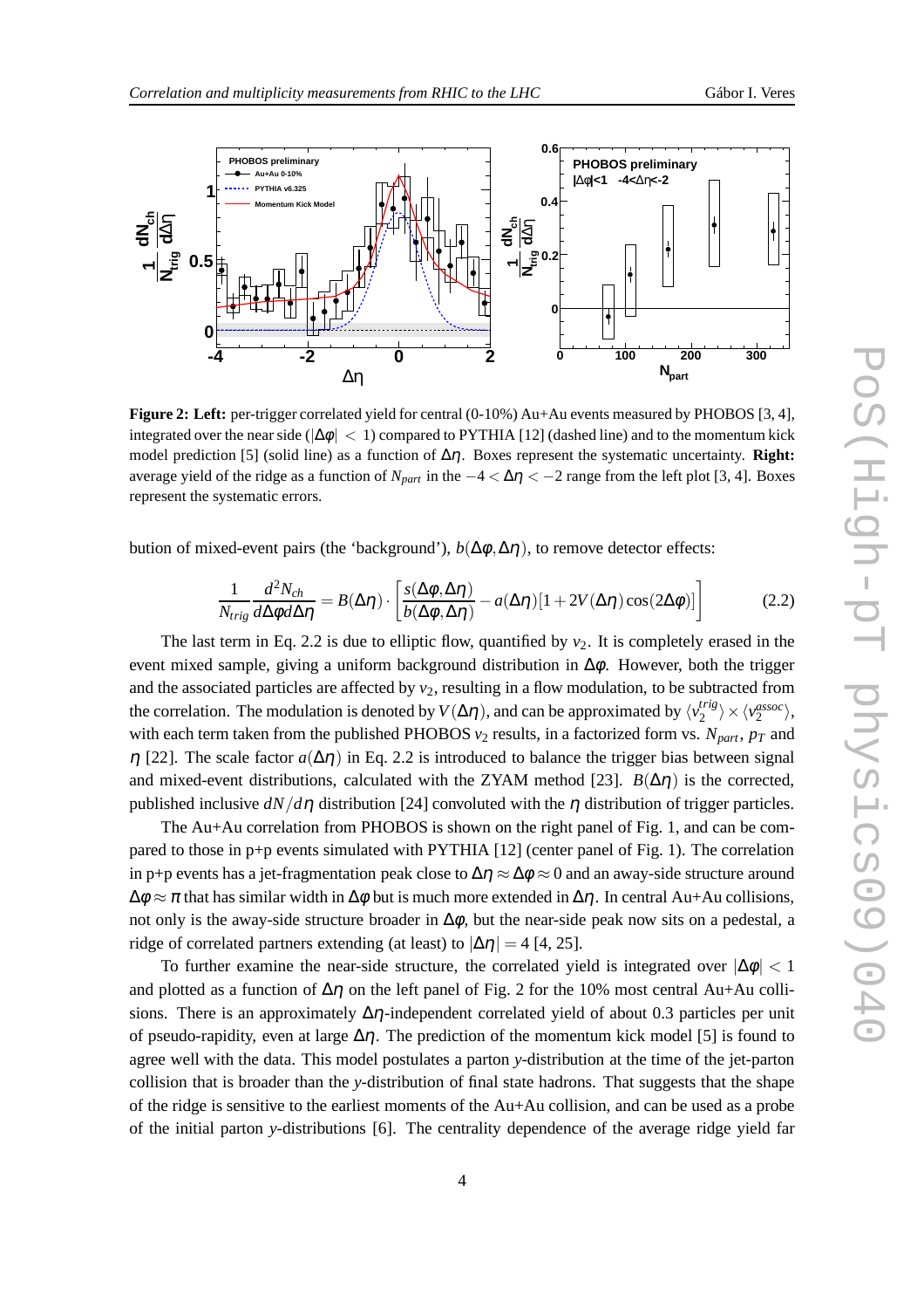**Figure 2: Left:** per-trigger correlated yield for central (0-10%) Au+Au events measured by PHOBOS [3, 4], integrated over the near side ($|\Delta\phi| < 1$) compared to PYTHIA [12] (dashed line) and to the momentum kick model prediction [5] (solid line) as a function of $\Delta\eta$. Boxes represent the systematic uncertainty. **Right:** average yield of the ridge as a function of $N_{part}$ in the $-4 < \Delta\eta < -2$ range from the left plot [3, 4]. Boxes represent the systematic errors.

bution of mixed-event pairs (the 'background'), $b(\Delta\phi, \Delta\eta)$, to remove detector effects:

$$\frac{1}{N_{trig}} \frac{d^2 N_{ch}}{d\Delta\phi d\Delta\eta} = B(\Delta\eta) \cdot \left[ \frac{s(\Delta\phi, \Delta\eta)}{b(\Delta\phi, \Delta\eta)} - a(\Delta\eta)[1 + 2V(\Delta\eta)\cos(2\Delta\phi)] \right] \tag{2.2}$$

The last term in Eq. 2.2 is due to elliptic flow, quantified by $v_2$. It is completely erased in the event mixed sample, giving a uniform background distribution in $\Delta\phi$. However, both the trigger and the associated particles are affected by $v_2$, resulting in a flow modulation, to be subtracted from the correlation. The modulation is denoted by $V(\Delta\eta)$, and can be approximated by $\langle v_2^{trig} \rangle \times \langle v_2^{assoc} \rangle$, with each term taken from the published PHOBOS $v_2$ results, in a factorized form vs. $N_{part}$, $p_T$ and $\eta$ [22]. The scale factor $a(\Delta\eta)$ in Eq. 2.2 is introduced to balance the trigger bias between signal and mixed-event distributions, calculated with the ZYAM method [23]. $B(\Delta\eta)$ is the corrected, published inclusive $dN/d\eta$ distribution [24] convoluted with the $\eta$ distribution of trigger particles.

The Au+Au correlation from PHOBOS is shown on the right panel of Fig. 1, and can be compared to those in p+p events simulated with PYTHIA [12] (center panel of Fig. 1). The correlation in p+p events has a jet-fragmentation peak close to $\Delta\eta \approx \Delta\phi \approx 0$ and an away-side structure around $\Delta\phi \approx \pi$ that has similar width in $\Delta\phi$ but is much more extended in $\Delta\eta$. In central Au+Au collisions, not only is the away-side structure broader in $\Delta\phi$, but the near-side peak now sits on a pedestal, a ridge of correlated partners extending (at least) to $|\Delta\eta| = 4$ [4, 25].

To further examine the near-side structure, the correlated yield is integrated over $|\Delta\phi| < 1$ and plotted as a function of $\Delta\eta$ on the left panel of Fig. 2 for the 10% most central Au+Au collisions. There is an approximately $\Delta\eta$-independent correlated yield of about 0.3 particles per unit of pseudo-rapidity, even at large $\Delta\eta$. The prediction of the momentum kick model [5] is found to agree well with the data. This model postulates a parton $y$-distribution at the time of the jet-parton collision that is broader than the $y$-distribution of final state hadrons. That suggests that the shape of the ridge is sensitive to the earliest moments of the Au+Au collision, and can be used as a probe of the initial parton $y$-distributions [6]. The centrality dependence of the average ridge yield far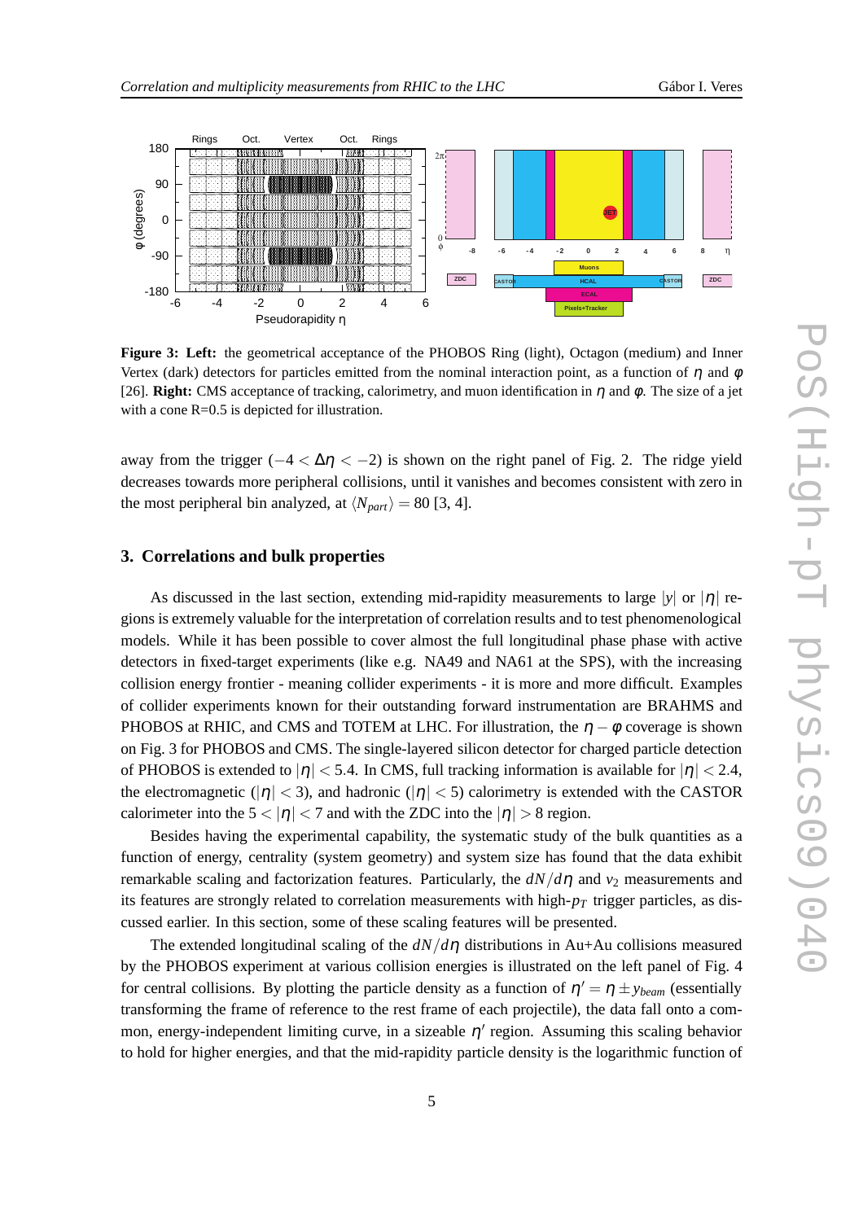**Figure 3: Left:** the geometrical acceptance of the PHOBOS Ring (light), Octagon (medium) and Inner Vertex (dark) detectors for particles emitted from the nominal interaction point, as a function of $\eta$ and $\varphi$ [26]. **Right:** CMS acceptance of tracking, calorimetry, and muon identification in $\eta$ and $\varphi$. The size of a jet with a cone R=0.5 is depicted for illustration.

away from the trigger ($-4 < \Delta\eta < -2$) is shown on the right panel of Fig. 2. The ridge yield decreases towards more peripheral collisions, until it vanishes and becomes consistent with zero in the most peripheral bin analyzed, at $\langle N_{part} \rangle = 80$ [3, 4].

## 3. Correlations and bulk properties

As discussed in the last section, extending mid-rapidity measurements to large $|y|$ or $|\eta|$ regions is extremely valuable for the interpretation of correlation results and to test phenomenological models. While it has been possible to cover almost the full longitudinal phase phase with active detectors in fixed-target experiments (like e.g. NA49 and NA61 at the SPS), with the increasing collision energy frontier - meaning collider experiments - it is more and more difficult. Examples of collider experiments known for their outstanding forward instrumentation are BRAHMS and PHOBOS at RHIC, and CMS and TOTEM at LHC. For illustration, the $\eta - \varphi$ coverage is shown on Fig. 3 for PHOBOS and CMS. The single-layered silicon detector for charged particle detection of PHOBOS is extended to $|\eta| < 5.4$. In CMS, full tracking information is available for $|\eta| < 2.4$, the electromagnetic ($|\eta| < 3$), and hadronic ($|\eta| < 5$) calorimetry is extended with the CASTOR calorimeter into the $5 < |\eta| < 7$ and with the ZDC into the $|\eta| > 8$ region.

Besides having the experimental capability, the systematic study of the bulk quantities as a function of energy, centrality (system geometry) and system size has found that the data exhibit remarkable scaling and factorization features. Particularly, the $dN/d\eta$ and $v_2$ measurements and its features are strongly related to correlation measurements with high-$p_T$ trigger particles, as discussed earlier. In this section, some of these scaling features will be presented.

The extended longitudinal scaling of the $dN/d\eta$ distributions in Au+Au collisions measured by the PHOBOS experiment at various collision energies is illustrated on the left panel of Fig. 4 for central collisions. By plotting the particle density as a function of $\eta' = \eta \pm y_{beam}$ (essentially transforming the frame of reference to the rest frame of each projectile), the data fall onto a common, energy-independent limiting curve, in a sizeable $\eta'$ region. Assuming this scaling behavior to hold for higher energies, and that the mid-rapidity particle density is the logarithmic function of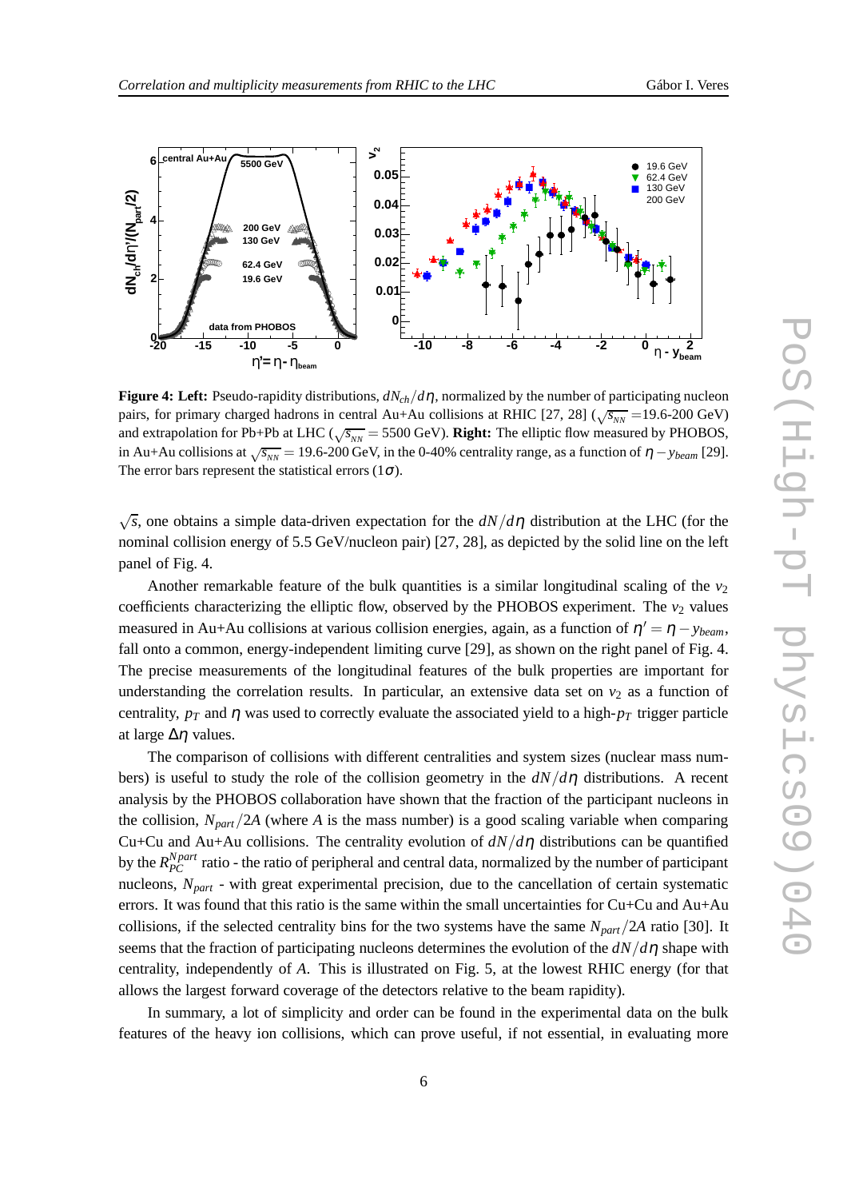**Figure 4: Left:** Pseudo-rapidity distributions, $dN_{ch}/d\eta$, normalized by the number of participating nucleon pairs, for primary charged hadrons in central Au+Au collisions at RHIC [27, 28] ($\sqrt{s_{NN}}$ =19.6-200 GeV) and extrapolation for Pb+Pb at LHC ($\sqrt{s_{NN}}$ = 5500 GeV). **Right:** The elliptic flow measured by PHOBOS, in Au+Au collisions at $\sqrt{s_{NN}}$ = 19.6-200 GeV, in the 0-40% centrality range, as a function of $\eta - y_{beam}$ [29]. The error bars represent the statistical errors ($1\sigma$).

$\sqrt{s}$, one obtains a simple data-driven expectation for the $dN/d\eta$ distribution at the LHC (for the nominal collision energy of 5.5 GeV/nucleon pair) [27, 28], as depicted by the solid line on the left panel of Fig. 4.

Another remarkable feature of the bulk quantities is a similar longitudinal scaling of the $v_2$ coefficients characterizing the elliptic flow, observed by the PHOBOS experiment. The $v_2$ values measured in Au+Au collisions at various collision energies, again, as a function of $\eta' = \eta - y_{beam}$, fall onto a common, energy-independent limiting curve [29], as shown on the right panel of Fig. 4. The precise measurements of the longitudinal features of the bulk properties are important for understanding the correlation results. In particular, an extensive data set on $v_2$ as a function of centrality, $p_T$ and $\eta$ was used to correctly evaluate the associated yield to a high-$p_T$ trigger particle at large $\Delta\eta$ values.

The comparison of collisions with different centralities and system sizes (nuclear mass numbers) is useful to study the role of the collision geometry in the $dN/d\eta$ distributions. A recent analysis by the PHOBOS collaboration have shown that the fraction of the participant nucleons in the collision, $N_{part}/2A$ (where $A$ is the mass number) is a good scaling variable when comparing Cu+Cu and Au+Au collisions. The centrality evolution of $dN/d\eta$ distributions can be quantified by the $R_{PC}^{Npart}$ ratio - the ratio of peripheral and central data, normalized by the number of participant nucleons, $N_{part}$ - with great experimental precision, due to the cancellation of certain systematic errors. It was found that this ratio is the same within the small uncertainties for Cu+Cu and Au+Au collisions, if the selected centrality bins for the two systems have the same $N_{part}/2A$ ratio [30]. It seems that the fraction of participating nucleons determines the evolution of the $dN/d\eta$ shape with centrality, independently of $A$. This is illustrated on Fig. 5, at the lowest RHIC energy (for that allows the largest forward coverage of the detectors relative to the beam rapidity).

In summary, a lot of simplicity and order can be found in the experimental data on the bulk features of the heavy ion collisions, which can prove useful, if not essential, in evaluating more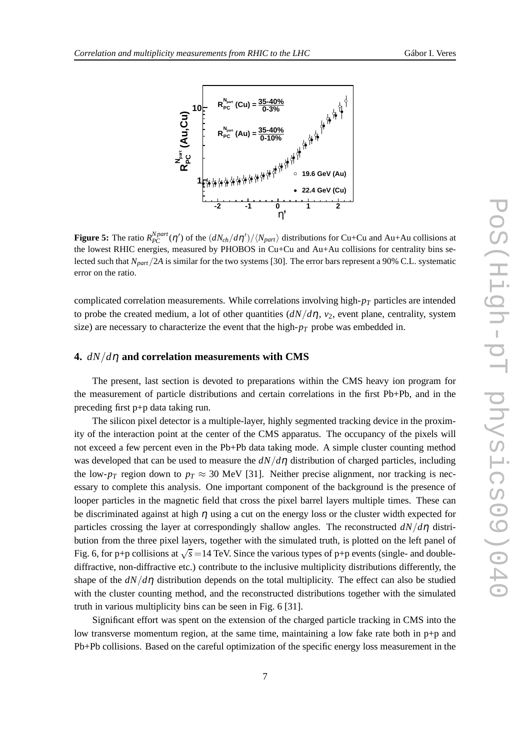**Figure 5:** The ratio $R_{PC}^{N_{part}}(\eta')$ of the $(dN_{ch}/d\eta')/\langle N_{part}\rangle$ distributions for Cu+Cu and Au+Au collisions at the lowest RHIC energies, measured by PHOBOS in Cu+Cu and Au+Au collisions for centrality bins selected such that $N_{part}/2A$ is similar for the two systems [30]. The error bars represent a 90% C.L. systematic error on the ratio.

complicated correlation measurements. While correlations involving high-$p_T$ particles are intended to probe the created medium, a lot of other quantities ($dN/d\eta$, $v_2$, event plane, centrality, system size) are necessary to characterize the event that the high-$p_T$ probe was embedded in.

## 4. $dN/d\eta$ and correlation measurements with CMS

The present, last section is devoted to preparations within the CMS heavy ion program for the measurement of particle distributions and certain correlations in the first Pb+Pb, and in the preceding first p+p data taking run.

The silicon pixel detector is a multiple-layer, highly segmented tracking device in the proximity of the interaction point at the center of the CMS apparatus. The occupancy of the pixels will not exceed a few percent even in the Pb+Pb data taking mode. A simple cluster counting method was developed that can be used to measure the $dN/d\eta$ distribution of charged particles, including the low-$p_T$ region down to $p_T \approx 30$ MeV [31]. Neither precise alignment, nor tracking is necessary to complete this analysis. One important component of the background is the presence of looper particles in the magnetic field that cross the pixel barrel layers multiple times. These can be discriminated against at high $\eta$ using a cut on the energy loss or the cluster width expected for particles crossing the layer at correspondingly shallow angles. The reconstructed $dN/d\eta$ distribution from the three pixel layers, together with the simulated truth, is plotted on the left panel of Fig. 6, for p+p collisions at $\sqrt{s}$ =14 TeV. Since the various types of p+p events (single- and double-diffractive, non-diffractive etc.) contribute to the inclusive multiplicity distributions differently, the shape of the $dN/d\eta$ distribution depends on the total multiplicity. The effect can also be studied with the cluster counting method, and the reconstructed distributions together with the simulated truth in various multiplicity bins can be seen in Fig. 6 [31].

Significant effort was spent on the extension of the charged particle tracking in CMS into the low transverse momentum region, at the same time, maintaining a low fake rate both in p+p and Pb+Pb collisions. Based on the careful optimization of the specific energy loss measurement in the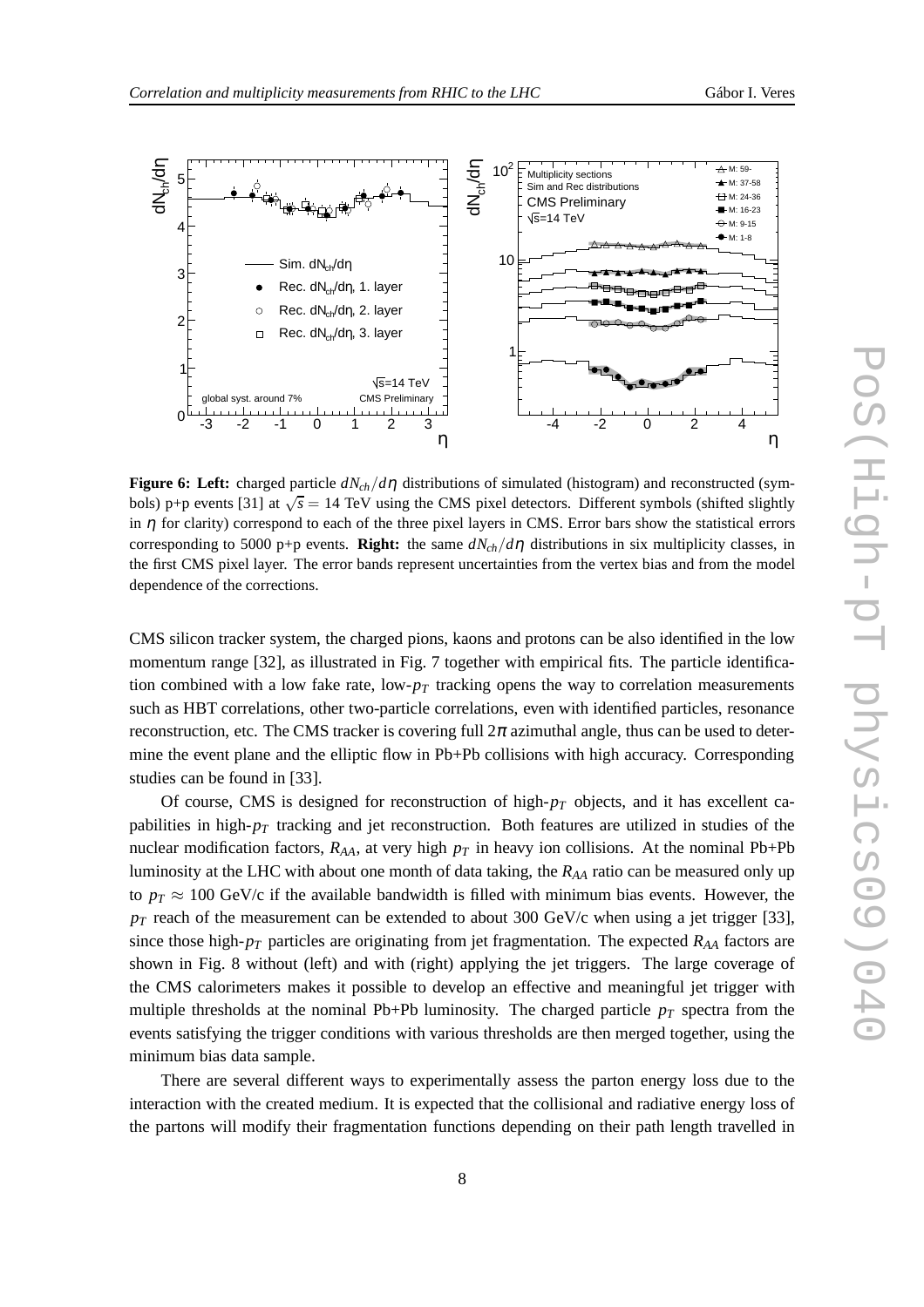**Figure 6: Left:** charged particle $dN_{ch}/d\eta$ distributions of simulated (histogram) and reconstructed (symbols) p+p events [31] at $\sqrt{s} = 14$ TeV using the CMS pixel detectors. Different symbols (shifted slightly in $\eta$ for clarity) correspond to each of the three pixel layers in CMS. Error bars show the statistical errors corresponding to 5000 p+p events. **Right:** the same $dN_{ch}/d\eta$ distributions in six multiplicity classes, in the first CMS pixel layer. The error bands represent uncertainties from the vertex bias and from the model dependence of the corrections.

CMS silicon tracker system, the charged pions, kaons and protons can be also identified in the low momentum range [32], as illustrated in Fig. 7 together with empirical fits. The particle identification combined with a low fake rate, low-$p_T$ tracking opens the way to correlation measurements such as HBT correlations, other two-particle correlations, even with identified particles, resonance reconstruction, etc. The CMS tracker is covering full $2\pi$ azimuthal angle, thus can be used to determine the event plane and the elliptic flow in Pb+Pb collisions with high accuracy. Corresponding studies can be found in [33].

Of course, CMS is designed for reconstruction of high-$p_T$ objects, and it has excellent capabilities in high-$p_T$ tracking and jet reconstruction. Both features are utilized in studies of the nuclear modification factors, $R_{AA}$, at very high $p_T$ in heavy ion collisions. At the nominal Pb+Pb luminosity at the LHC with about one month of data taking, the $R_{AA}$ ratio can be measured only up to $p_T \approx 100$ GeV/c if the available bandwidth is filled with minimum bias events. However, the $p_T$ reach of the measurement can be extended to about 300 GeV/c when using a jet trigger [33], since those high-$p_T$ particles are originating from jet fragmentation. The expected $R_{AA}$ factors are shown in Fig. 8 without (left) and with (right) applying the jet triggers. The large coverage of the CMS calorimeters makes it possible to develop an effective and meaningful jet trigger with multiple thresholds at the nominal Pb+Pb luminosity. The charged particle $p_T$ spectra from the events satisfying the trigger conditions with various thresholds are then merged together, using the minimum bias data sample.

There are several different ways to experimentally assess the parton energy loss due to the interaction with the created medium. It is expected that the collisional and radiative energy loss of the partons will modify their fragmentation functions depending on their path length travelled in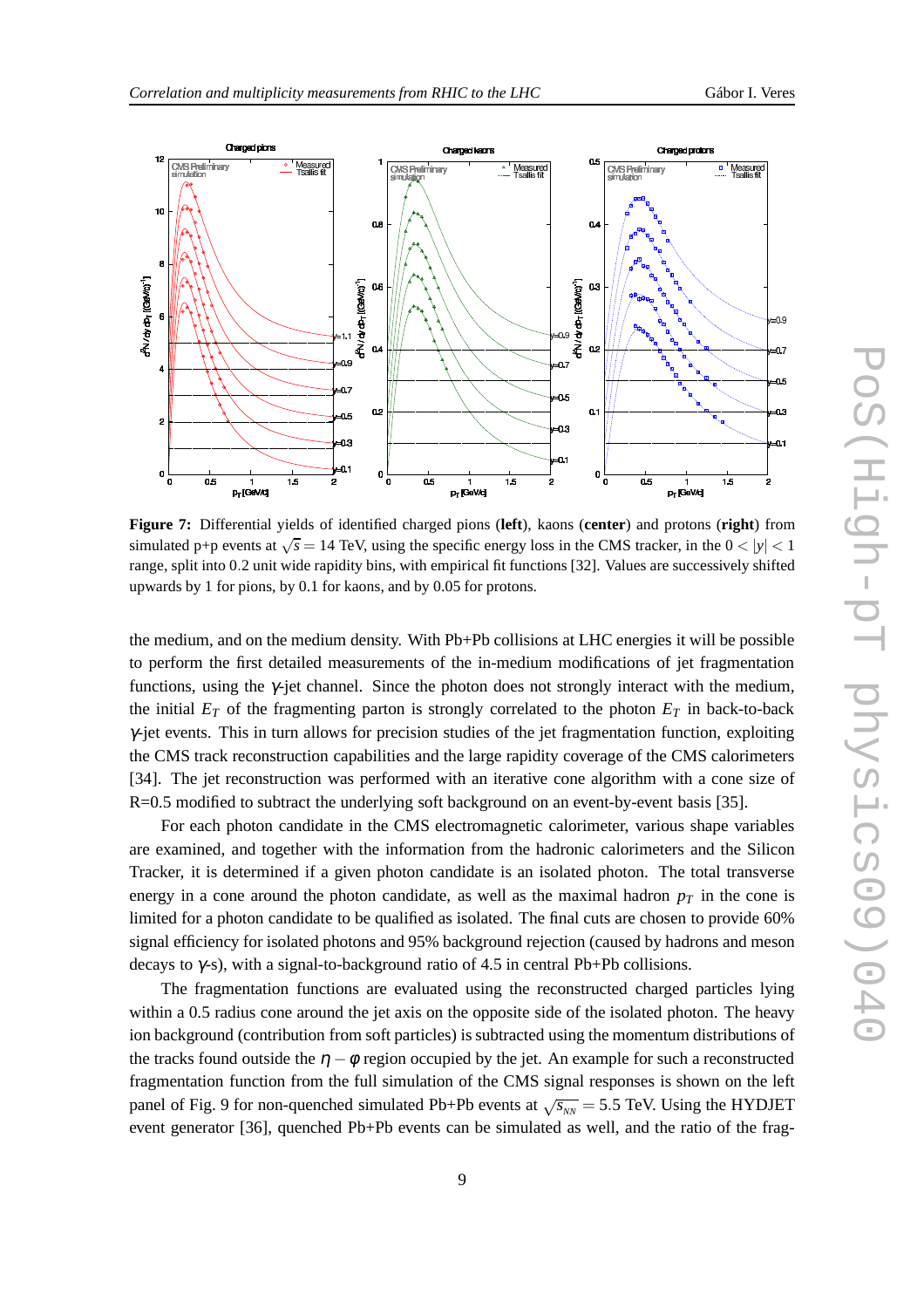**Figure 7:** Differential yields of identified charged pions (**left**), kaons (**center**) and protons (**right**) from simulated p+p events at $\sqrt{s} = 14$ TeV, using the specific energy loss in the CMS tracker, in the $0 < |y| < 1$ range, split into 0.2 unit wide rapidity bins, with empirical fit functions [32]. Values are successively shifted upwards by 1 for pions, by 0.1 for kaons, and by 0.05 for protons.

the medium, and on the medium density. With Pb+Pb collisions at LHC energies it will be possible to perform the first detailed measurements of the in-medium modifications of jet fragmentation functions, using the $\gamma$-jet channel. Since the photon does not strongly interact with the medium, the initial $E_T$ of the fragmenting parton is strongly correlated to the photon $E_T$ in back-to-back $\gamma$-jet events. This in turn allows for precision studies of the jet fragmentation function, exploiting the CMS track reconstruction capabilities and the large rapidity coverage of the CMS calorimeters [34]. The jet reconstruction was performed with an iterative cone algorithm with a cone size of R=0.5 modified to subtract the underlying soft background on an event-by-event basis [35].

For each photon candidate in the CMS electromagnetic calorimeter, various shape variables are examined, and together with the information from the hadronic calorimeters and the Silicon Tracker, it is determined if a given photon candidate is an isolated photon. The total transverse energy in a cone around the photon candidate, as well as the maximal hadron $p_T$ in the cone is limited for a photon candidate to be qualified as isolated. The final cuts are chosen to provide 60% signal efficiency for isolated photons and 95% background rejection (caused by hadrons and meson decays to $\gamma$-s), with a signal-to-background ratio of 4.5 in central Pb+Pb collisions.

The fragmentation functions are evaluated using the reconstructed charged particles lying within a 0.5 radius cone around the jet axis on the opposite side of the isolated photon. The heavy ion background (contribution from soft particles) is subtracted using the momentum distributions of the tracks found outside the $\eta - \phi$ region occupied by the jet. An example for such a reconstructed fragmentation function from the full simulation of the CMS signal responses is shown on the left panel of Fig. 9 for non-quenched simulated Pb+Pb events at $\sqrt{s_{NN}} = 5.5$ TeV. Using the HYDJET event generator [36], quenched Pb+Pb events can be simulated as well, and the ratio of the frag-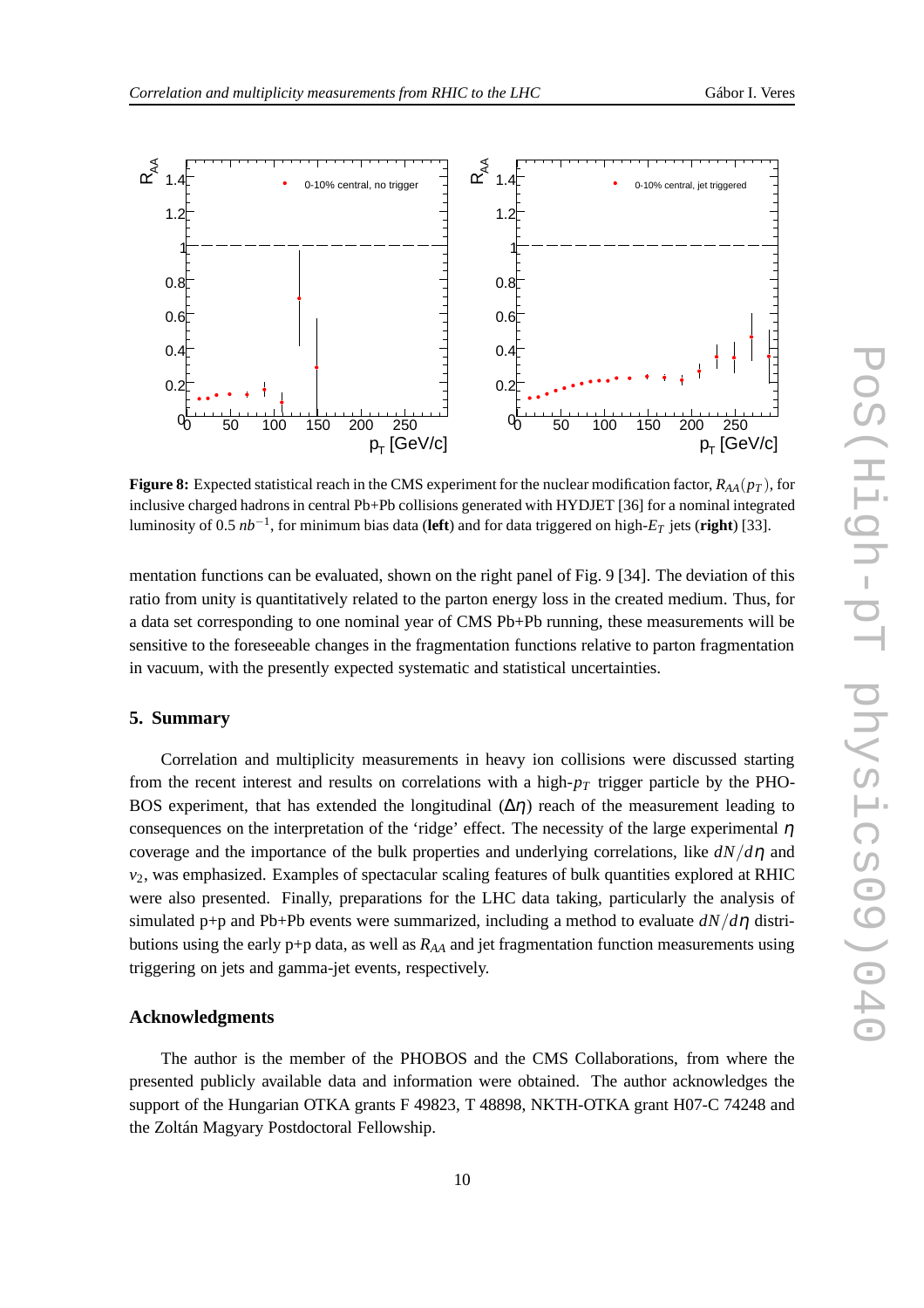**Figure 8:** Expected statistical reach in the CMS experiment for the nuclear modification factor, $R_{AA}(p_T)$, for inclusive charged hadrons in central Pb+Pb collisions generated with HYDJET [36] for a nominal integrated luminosity of 0.5 $nb^{-1}$, for minimum bias data (**left**) and for data triggered on high-$E_T$ jets (**right**) [33].

mentation functions can be evaluated, shown on the right panel of Fig. 9 [34]. The deviation of this ratio from unity is quantitatively related to the parton energy loss in the created medium. Thus, for a data set corresponding to one nominal year of CMS Pb+Pb running, these measurements will be sensitive to the foreseeable changes in the fragmentation functions relative to parton fragmentation in vacuum, with the presently expected systematic and statistical uncertainties.

## 5. Summary

Correlation and multiplicity measurements in heavy ion collisions were discussed starting from the recent interest and results on correlations with a high-$p_T$ trigger particle by the PHOBOS experiment, that has extended the longitudinal ($\Delta\eta$) reach of the measurement leading to consequences on the interpretation of the 'ridge' effect. The necessity of the large experimental $\eta$ coverage and the importance of the bulk properties and underlying correlations, like $dN/d\eta$ and $v_2$, was emphasized. Examples of spectacular scaling features of bulk quantities explored at RHIC were also presented. Finally, preparations for the LHC data taking, particularly the analysis of simulated p+p and Pb+Pb events were summarized, including a method to evaluate $dN/d\eta$ distributions using the early p+p data, as well as $R_{AA}$ and jet fragmentation function measurements using triggering on jets and gamma-jet events, respectively.

### Acknowledgments

The author is the member of the PHOBOS and the CMS Collaborations, from where the presented publicly available data and information were obtained. The author acknowledges the support of the Hungarian OTKA grants F 49823, T 48898, NKTH-OTKA grant H07-C 74248 and the Zoltán Magyary Postdoctoral Fellowship.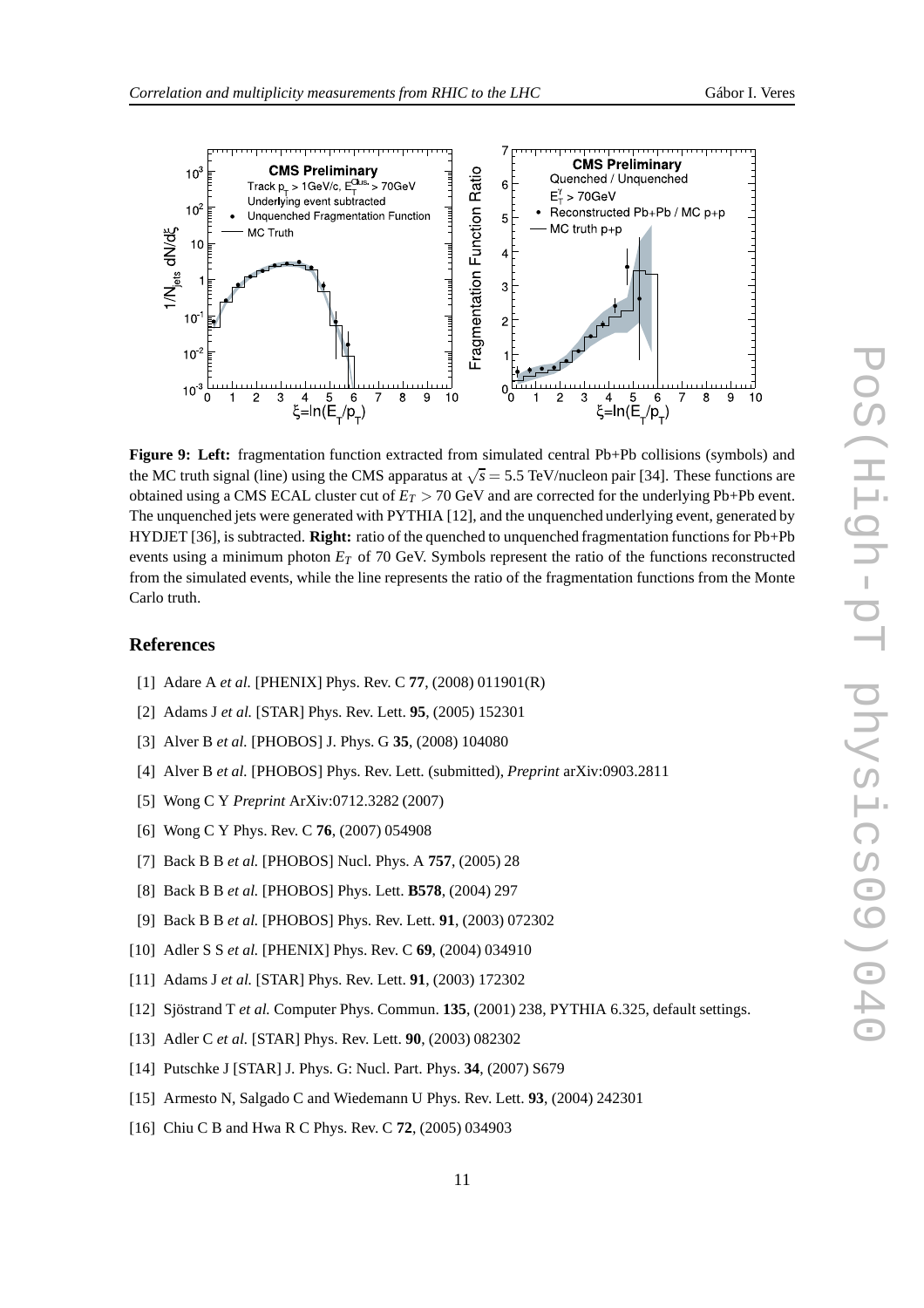**Figure 9: Left:** fragmentation function extracted from simulated central Pb+Pb collisions (symbols) and the MC truth signal (line) using the CMS apparatus at $\sqrt{s} = 5.5$ TeV/nucleon pair [34]. These functions are obtained using a CMS ECAL cluster cut of $E_T > 70$ GeV and are corrected for the underlying Pb+Pb event. The unquenched jets were generated with PYTHIA [12], and the unquenched underlying event, generated by HYDJET [36], is subtracted. **Right:** ratio of the quenched to unquenched fragmentation functions for Pb+Pb events using a minimum photon $E_T$ of 70 GeV. Symbols represent the ratio of the functions reconstructed from the simulated events, while the line represents the ratio of the fragmentation functions from the Monte Carlo truth.

## References

[1] Adare A *et al.* [PHENIX] Phys. Rev. C **77**, (2008) 011901(R)

[2] Adams J *et al.* [STAR] Phys. Rev. Lett. **95**, (2005) 152301

[3] Alver B *et al.* [PHOBOS] J. Phys. G **35**, (2008) 104080

[4] Alver B *et al.* [PHOBOS] Phys. Rev. Lett. (submitted), *Preprint* arXiv:0903.2811

[5] Wong C Y *Preprint* ArXiv:0712.3282 (2007)

[6] Wong C Y Phys. Rev. C **76**, (2007) 054908

[7] Back B B *et al.* [PHOBOS] Nucl. Phys. A **757**, (2005) 28

[8] Back B B *et al.* [PHOBOS] Phys. Lett. **B578**, (2004) 297

[9] Back B B *et al.* [PHOBOS] Phys. Rev. Lett. **91**, (2003) 072302

[10] Adler S S *et al.* [PHENIX] Phys. Rev. C **69**, (2004) 034910

[11] Adams J *et al.* [STAR] Phys. Rev. Lett. **91**, (2003) 172302

[12] Sjöstrand T *et al.* Computer Phys. Commun. **135**, (2001) 238, PYTHIA 6.325, default settings.

[13] Adler C *et al.* [STAR] Phys. Rev. Lett. **90**, (2003) 082302

[14] Putschke J [STAR] J. Phys. G: Nucl. Part. Phys. **34**, (2007) S679

[15] Armesto N, Salgado C and Wiedemann U Phys. Rev. Lett. **93**, (2004) 242301

[16] Chiu C B and Hwa R C Phys. Rev. C **72**, (2005) 034903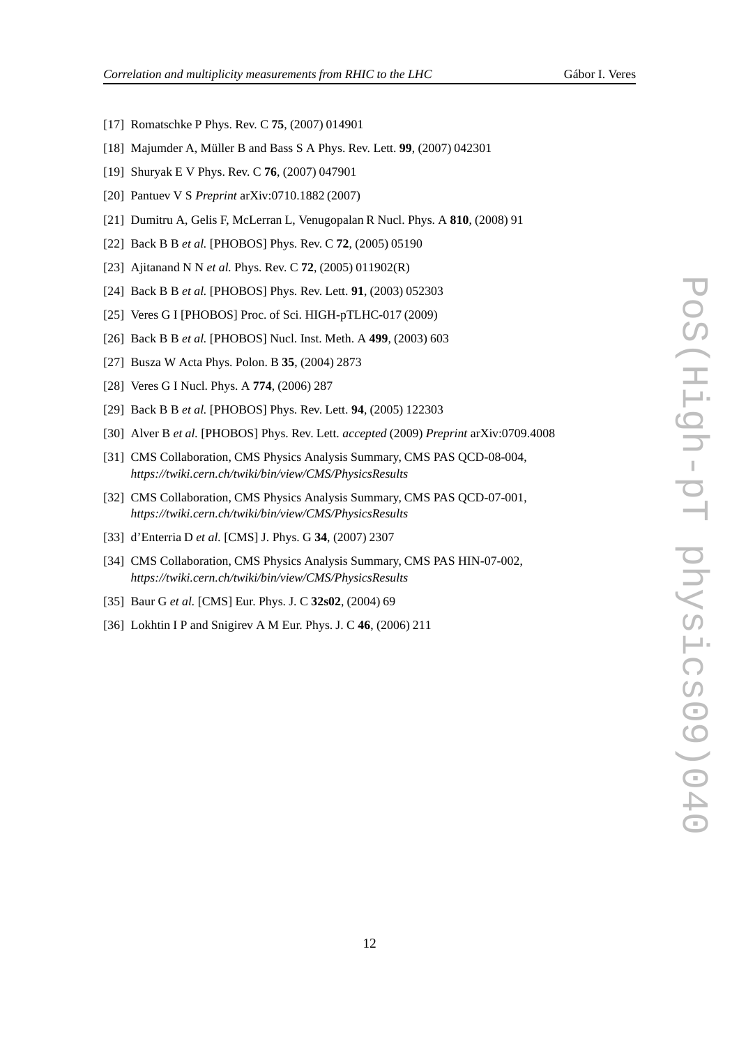[17] Romatschke P Phys. Rev. C **75**, (2007) 014901

[18] Majumder A, Müller B and Bass S A Phys. Rev. Lett. **99**, (2007) 042301

[19] Shuryak E V Phys. Rev. C **76**, (2007) 047901

[20] Pantuev V S *Preprint* arXiv:0710.1882 (2007)

[21] Dumitru A, Gelis F, McLerran L, Venugopalan R Nucl. Phys. A **810**, (2008) 91

[22] Back B B *et al.* [PHOBOS] Phys. Rev. C **72**, (2005) 05190

[23] Ajitanand N N *et al.* Phys. Rev. C **72**, (2005) 011902(R)

[24] Back B B *et al.* [PHOBOS] Phys. Rev. Lett. **91**, (2003) 052303

[25] Veres G I [PHOBOS] Proc. of Sci. HIGH-pTLHC-017 (2009)

[26] Back B B *et al.* [PHOBOS] Nucl. Inst. Meth. A **499**, (2003) 603

[27] Busza W Acta Phys. Polon. B **35**, (2004) 2873

[28] Veres G I Nucl. Phys. A **774**, (2006) 287

[29] Back B B *et al.* [PHOBOS] Phys. Rev. Lett. **94**, (2005) 122303

[30] Alver B *et al.* [PHOBOS] Phys. Rev. Lett. *accepted* (2009) *Preprint* arXiv:0709.4008

[31] CMS Collaboration, CMS Physics Analysis Summary, CMS PAS QCD-08-004, *https://twiki.cern.ch/twiki/bin/view/CMS/PhysicsResults*

[32] CMS Collaboration, CMS Physics Analysis Summary, CMS PAS QCD-07-001, *https://twiki.cern.ch/twiki/bin/view/CMS/PhysicsResults*

[33] d'Enterria D *et al.* [CMS] J. Phys. G **34**, (2007) 2307

[34] CMS Collaboration, CMS Physics Analysis Summary, CMS PAS HIN-07-002, *https://twiki.cern.ch/twiki/bin/view/CMS/PhysicsResults*

[35] Baur G *et al.* [CMS] Eur. Phys. J. C **32s02**, (2004) 69

[36] Lokhtin I P and Snigirev A M Eur. Phys. J. C **46**, (2006) 211